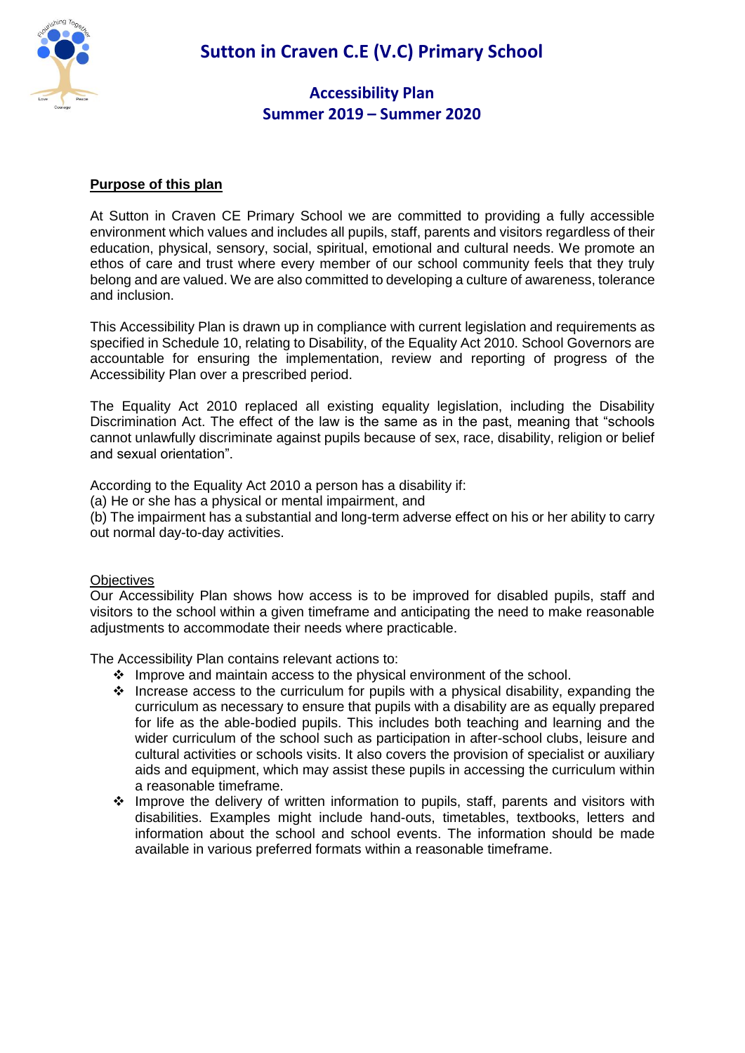# Sutton in Craven C.E (V.C) Primary School

## Accessibility Plan
## Summer 2019 – Summer 2020

**Purpose of this plan**

At Sutton in Craven CE Primary School we are committed to providing a fully accessible environment which values and includes all pupils, staff, parents and visitors regardless of their education, physical, sensory, social, spiritual, emotional and cultural needs. We promote an ethos of care and trust where every member of our school community feels that they truly belong and are valued. We are also committed to developing a culture of awareness, tolerance and inclusion.

This Accessibility Plan is drawn up in compliance with current legislation and requirements as specified in Schedule 10, relating to Disability, of the Equality Act 2010. School Governors are accountable for ensuring the implementation, review and reporting of progress of the Accessibility Plan over a prescribed period.

The Equality Act 2010 replaced all existing equality legislation, including the Disability Discrimination Act. The effect of the law is the same as in the past, meaning that "schools cannot unlawfully discriminate against pupils because of sex, race, disability, religion or belief and sexual orientation".

According to the Equality Act 2010 a person has a disability if:
(a) He or she has a physical or mental impairment, and
(b) The impairment has a substantial and long-term adverse effect on his or her ability to carry out normal day-to-day activities.

Objectives

Our Accessibility Plan shows how access is to be improved for disabled pupils, staff and visitors to the school within a given timeframe and anticipating the need to make reasonable adjustments to accommodate their needs where practicable.

The Accessibility Plan contains relevant actions to:

- Improve and maintain access to the physical environment of the school.
- Increase access to the curriculum for pupils with a physical disability, expanding the curriculum as necessary to ensure that pupils with a disability are as equally prepared for life as the able-bodied pupils. This includes both teaching and learning and the wider curriculum of the school such as participation in after-school clubs, leisure and cultural activities or schools visits. It also covers the provision of specialist or auxiliary aids and equipment, which may assist these pupils in accessing the curriculum within a reasonable timeframe.
- Improve the delivery of written information to pupils, staff, parents and visitors with disabilities. Examples might include hand-outs, timetables, textbooks, letters and information about the school and school events. The information should be made available in various preferred formats within a reasonable timeframe.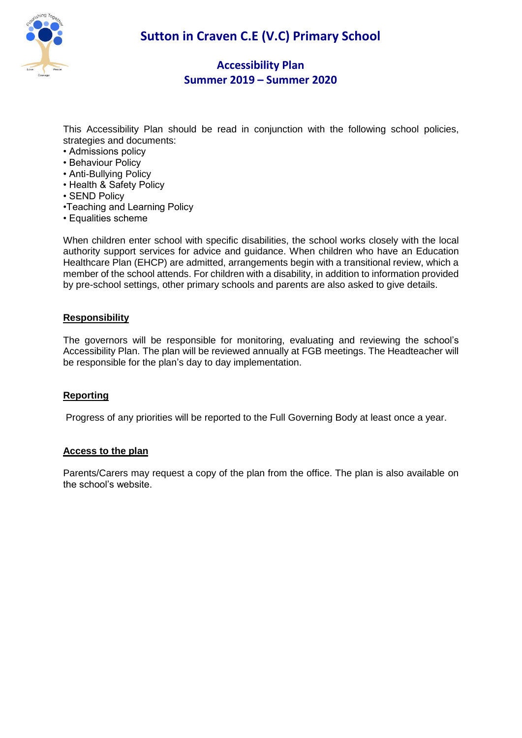# Sutton in Craven C.E (V.C) Primary School

## Accessibility Plan
## Summer 2019 – Summer 2020

This Accessibility Plan should be read in conjunction with the following school policies, strategies and documents:

- Admissions policy
- Behaviour Policy
- Anti-Bullying Policy
- Health & Safety Policy
- SEND Policy
- Teaching and Learning Policy
- Equalities scheme

When children enter school with specific disabilities, the school works closely with the local authority support services for advice and guidance. When children who have an Education Healthcare Plan (EHCP) are admitted, arrangements begin with a transitional review, which a member of the school attends. For children with a disability, in addition to information provided by pre-school settings, other primary schools and parents are also asked to give details.

**Responsibility**

The governors will be responsible for monitoring, evaluating and reviewing the school's Accessibility Plan. The plan will be reviewed annually at FGB meetings. The Headteacher will be responsible for the plan's day to day implementation.

**Reporting**

Progress of any priorities will be reported to the Full Governing Body at least once a year.

**Access to the plan**

Parents/Carers may request a copy of the plan from the office. The plan is also available on the school's website.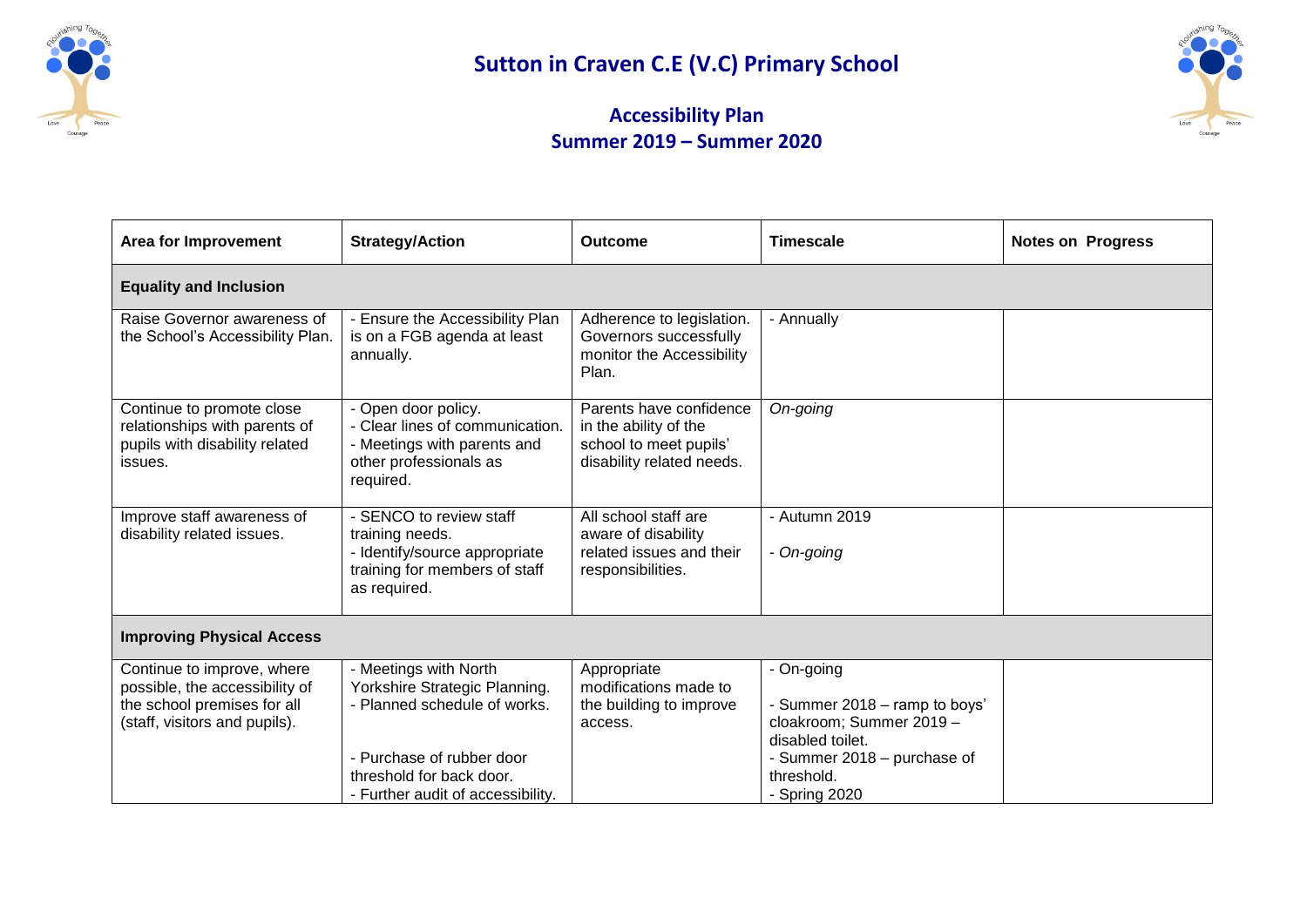# Sutton in Craven C.E (V.C) Primary School

## Accessibility Plan
## Summer 2019 – Summer 2020

| Area for Improvement | Strategy/Action | Outcome | Timescale | Notes on Progress |
|---|---|---|---|---|
| **Equality and Inclusion** | | | | |
| Raise Governor awareness of the School's Accessibility Plan. | - Ensure the Accessibility Plan is on a FGB agenda at least annually. | Adherence to legislation. Governors successfully monitor the Accessibility Plan. | - Annually | |
| Continue to promote close relationships with parents of pupils with disability related issues. | - Open door policy.<br>- Clear lines of communication.<br>- Meetings with parents and other professionals as required. | Parents have confidence in the ability of the school to meet pupils' disability related needs. | *On-going* | |
| Improve staff awareness of disability related issues. | - SENCO to review staff training needs.<br>- Identify/source appropriate training for members of staff as required. | All school staff are aware of disability related issues and their responsibilities. | - Autumn 2019<br>- *On-going* | |
| **Improving Physical Access** | | | | |
| Continue to improve, where possible, the accessibility of the school premises for all (staff, visitors and pupils). | - Meetings with North Yorkshire Strategic Planning.<br>- Planned schedule of works.<br>- Purchase of rubber door threshold for back door.<br>- Further audit of accessibility. | Appropriate modifications made to the building to improve access. | - On-going<br>- Summer 2018 – ramp to boys' cloakroom; Summer 2019 – disabled toilet.<br>- Summer 2018 – purchase of threshold.<br>- Spring 2020 | |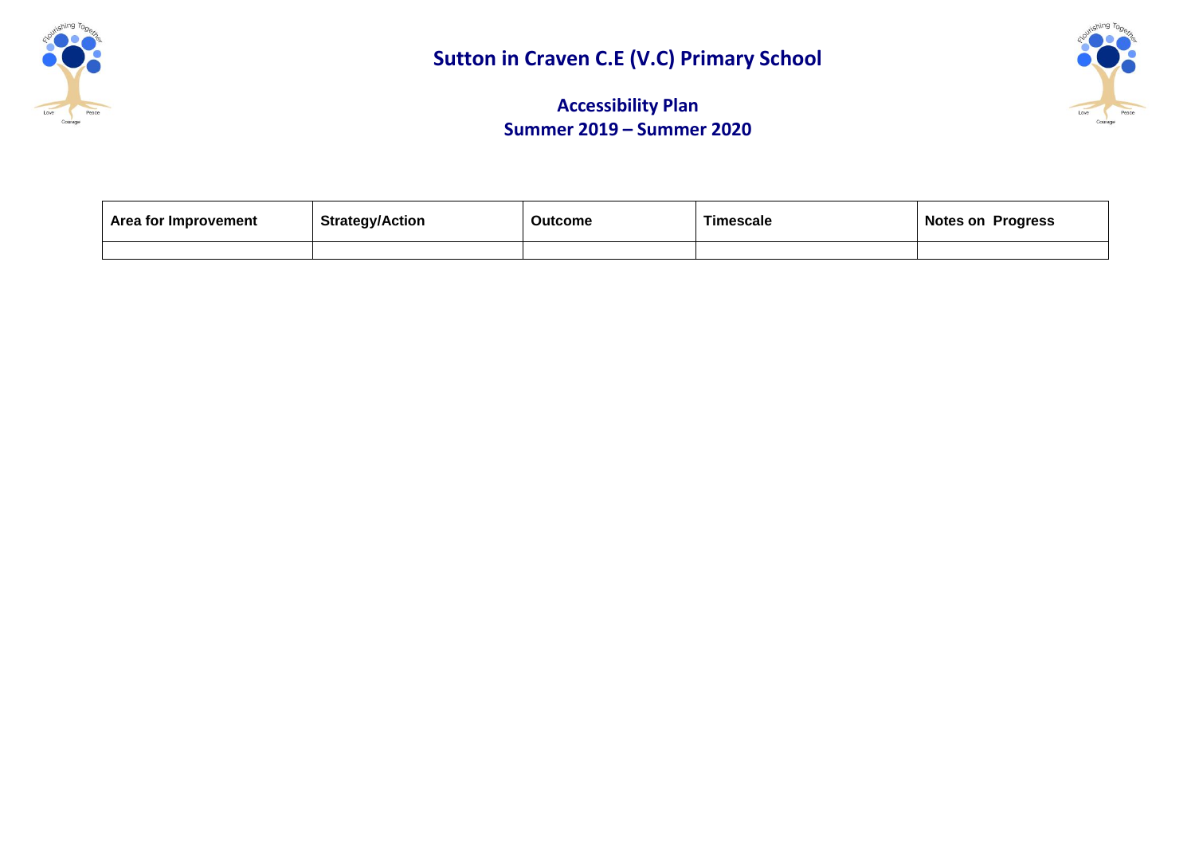# Sutton in Craven C.E (V.C) Primary School

## Accessibility Plan
## Summer 2019 – Summer 2020

| Area for Improvement | Strategy/Action | Outcome | Timescale | Notes on Progress |
|---|---|---|---|---|
| | | | | |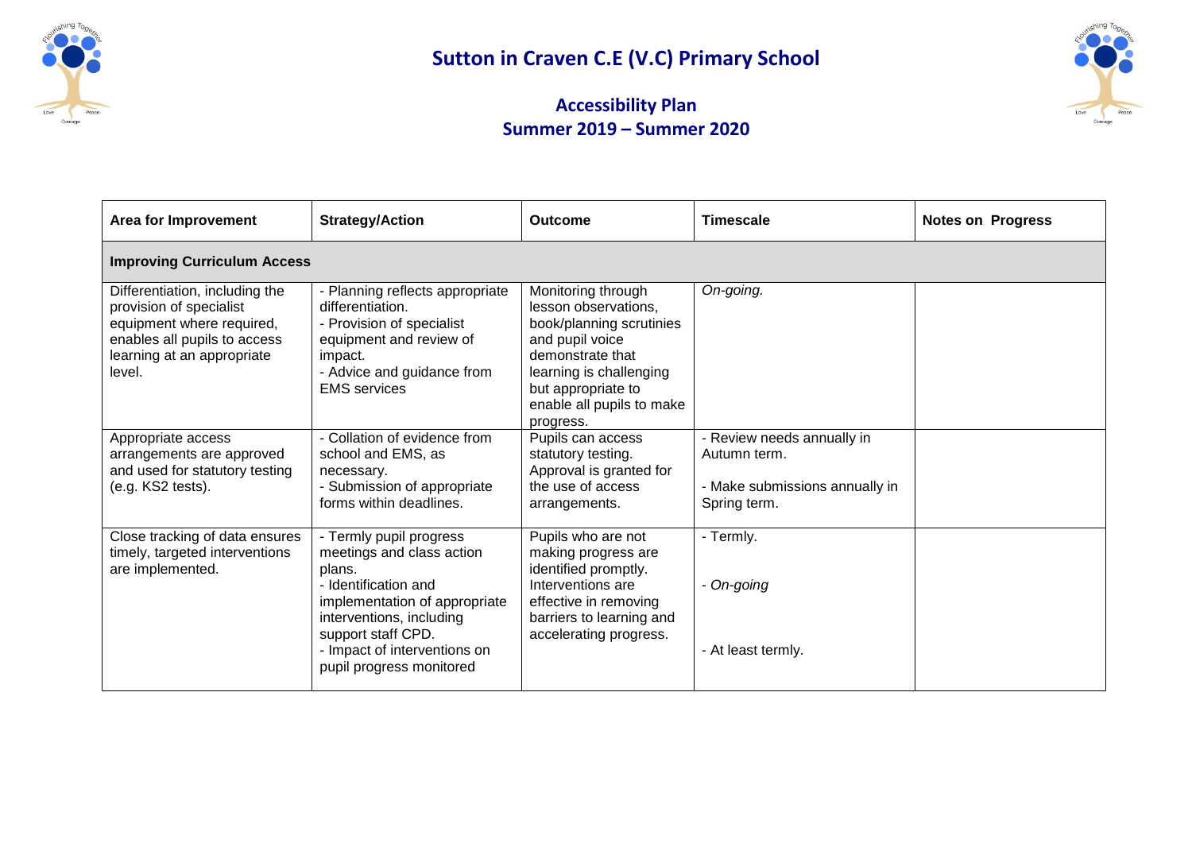# Sutton in Craven C.E (V.C) Primary School

## Accessibility Plan
## Summer 2019 – Summer 2020

| Area for Improvement | Strategy/Action | Outcome | Timescale | Notes on Progress |
|---|---|---|---|---|
| **Improving Curriculum Access** | | | | |
| Differentiation, including the provision of specialist equipment where required, enables all pupils to access learning at an appropriate level. | - Planning reflects appropriate differentiation.<br>- Provision of specialist equipment and review of impact.<br>- Advice and guidance from EMS services | Monitoring through lesson observations, book/planning scrutinies and pupil voice demonstrate that learning is challenging but appropriate to enable all pupils to make progress. | *On-going.* | |
| Appropriate access arrangements are approved and used for statutory testing (e.g. KS2 tests). | - Collation of evidence from school and EMS, as necessary.<br>- Submission of appropriate forms within deadlines. | Pupils can access statutory testing. Approval is granted for the use of access arrangements. | - Review needs annually in Autumn term.<br>- Make submissions annually in Spring term. | |
| Close tracking of data ensures timely, targeted interventions are implemented. | - Termly pupil progress meetings and class action plans.<br>- Identification and implementation of appropriate interventions, including support staff CPD.<br>- Impact of interventions on pupil progress monitored | Pupils who are not making progress are identified promptly. Interventions are effective in removing barriers to learning and accelerating progress. | - Termly.<br>- *On-going*<br>- At least termly. | |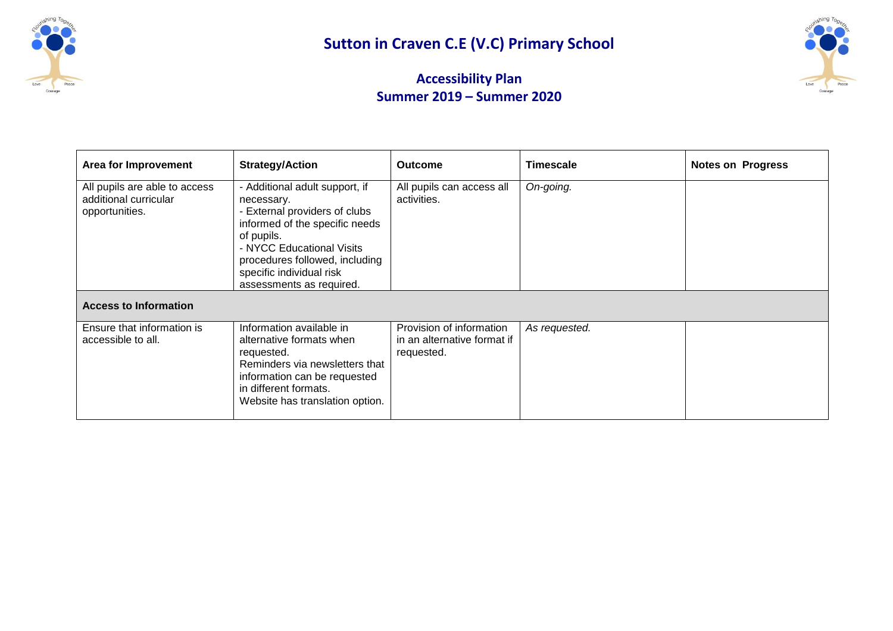# Sutton in Craven C.E (V.C) Primary School

## Accessibility Plan
## Summer 2019 – Summer 2020

| Area for Improvement | Strategy/Action | Outcome | Timescale | Notes on Progress |
|---|---|---|---|---|
| All pupils are able to access additional curricular opportunities. | - Additional adult support, if necessary.<br>- External providers of clubs informed of the specific needs of pupils.<br>- NYCC Educational Visits procedures followed, including specific individual risk assessments as required. | All pupils can access all activities. | *On-going.* | |
| **Access to Information** | | | | |
| Ensure that information is accessible to all. | Information available in alternative formats when requested.<br>Reminders via newsletters that information can be requested in different formats.<br>Website has translation option. | Provision of information in an alternative format if requested. | *As requested.* | |